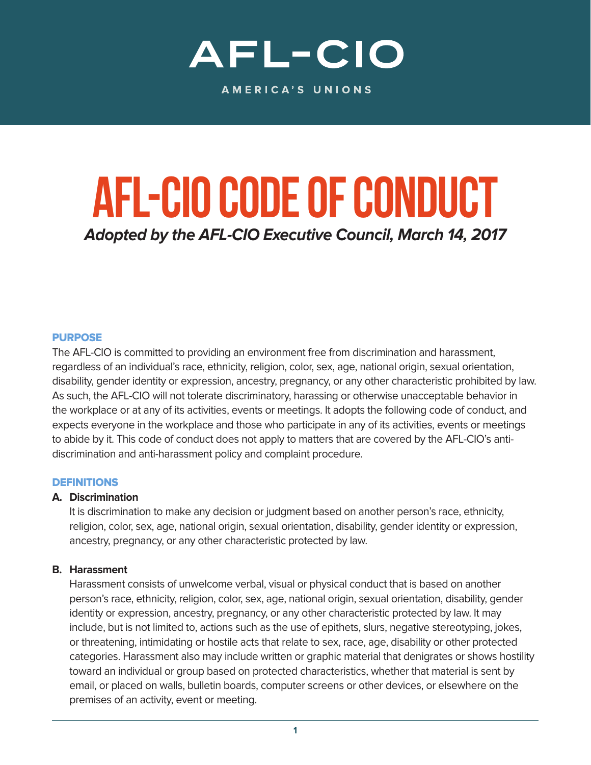# AFL-CIO

AMERICA'S UNIONS

# AFL-CIO CODE OF CONDUCT

***Adopted by the AFL-CIO Executive Council, March 14, 2017***

## PURPOSE

The AFL-CIO is committed to providing an environment free from discrimination and harassment, regardless of an individual's race, ethnicity, religion, color, sex, age, national origin, sexual orientation, disability, gender identity or expression, ancestry, pregnancy, or any other characteristic prohibited by law. As such, the AFL-CIO will not tolerate discriminatory, harassing or otherwise unacceptable behavior in the workplace or at any of its activities, events or meetings. It adopts the following code of conduct, and expects everyone in the workplace and those who participate in any of its activities, events or meetings to abide by it. This code of conduct does not apply to matters that are covered by the AFL-CIO's anti-discrimination and anti-harassment policy and complaint procedure.

## DEFINITIONS

### A. Discrimination

It is discrimination to make any decision or judgment based on another person's race, ethnicity, religion, color, sex, age, national origin, sexual orientation, disability, gender identity or expression, ancestry, pregnancy, or any other characteristic protected by law.

### B. Harassment

Harassment consists of unwelcome verbal, visual or physical conduct that is based on another person's race, ethnicity, religion, color, sex, age, national origin, sexual orientation, disability, gender identity or expression, ancestry, pregnancy, or any other characteristic protected by law. It may include, but is not limited to, actions such as the use of epithets, slurs, negative stereotyping, jokes, or threatening, intimidating or hostile acts that relate to sex, race, age, disability or other protected categories. Harassment also may include written or graphic material that denigrates or shows hostility toward an individual or group based on protected characteristics, whether that material is sent by email, or placed on walls, bulletin boards, computer screens or other devices, or elsewhere on the premises of an activity, event or meeting.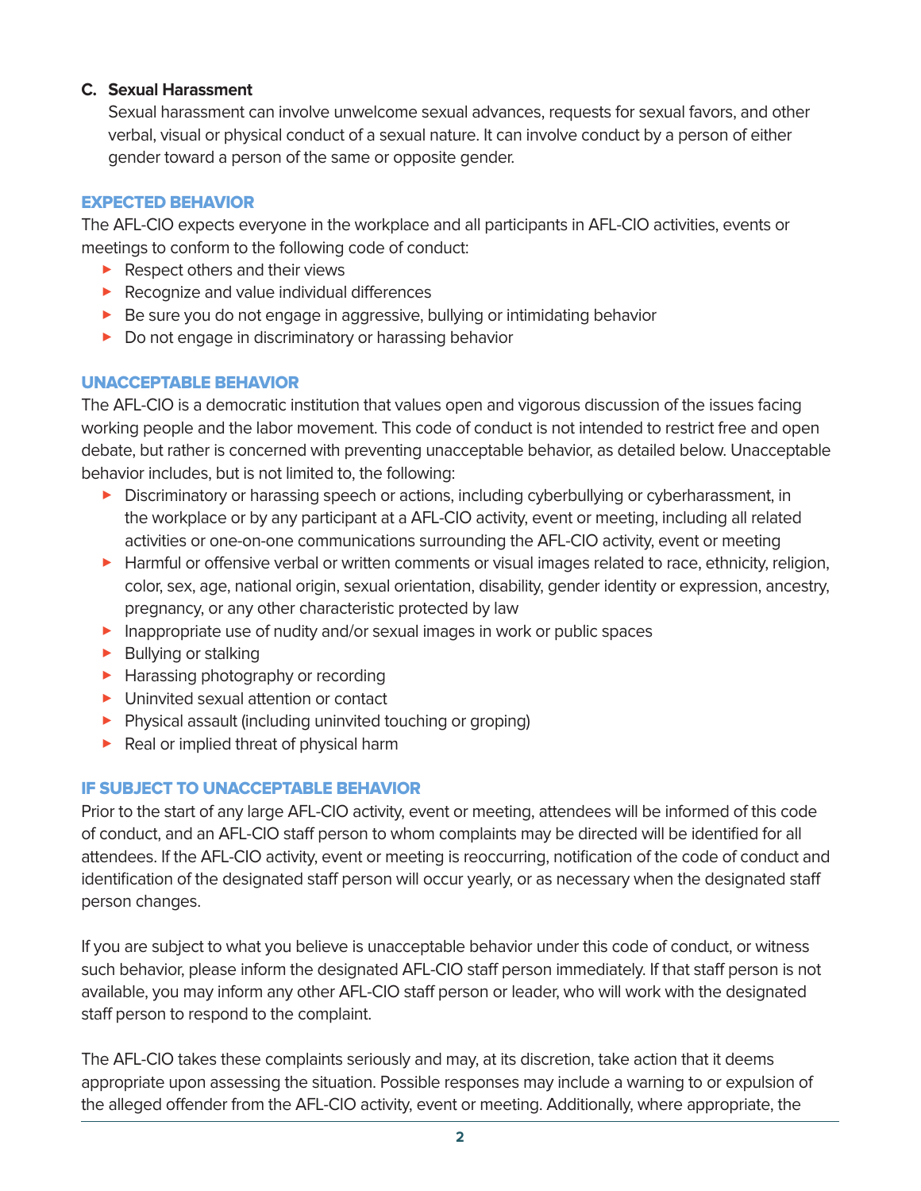**C. Sexual Harassment**

Sexual harassment can involve unwelcome sexual advances, requests for sexual favors, and other verbal, visual or physical conduct of a sexual nature. It can involve conduct by a person of either gender toward a person of the same or opposite gender.

### EXPECTED BEHAVIOR

The AFL-CIO expects everyone in the workplace and all participants in AFL-CIO activities, events or meetings to conform to the following code of conduct:

- Respect others and their views
- Recognize and value individual differences
- Be sure you do not engage in aggressive, bullying or intimidating behavior
- Do not engage in discriminatory or harassing behavior

### UNACCEPTABLE BEHAVIOR

The AFL-CIO is a democratic institution that values open and vigorous discussion of the issues facing working people and the labor movement. This code of conduct is not intended to restrict free and open debate, but rather is concerned with preventing unacceptable behavior, as detailed below. Unacceptable behavior includes, but is not limited to, the following:

- Discriminatory or harassing speech or actions, including cyberbullying or cyberharassment, in the workplace or by any participant at a AFL-CIO activity, event or meeting, including all related activities or one-on-one communications surrounding the AFL-CIO activity, event or meeting
- Harmful or offensive verbal or written comments or visual images related to race, ethnicity, religion, color, sex, age, national origin, sexual orientation, disability, gender identity or expression, ancestry, pregnancy, or any other characteristic protected by law
- Inappropriate use of nudity and/or sexual images in work or public spaces
- Bullying or stalking
- Harassing photography or recording
- Uninvited sexual attention or contact
- Physical assault (including uninvited touching or groping)
- Real or implied threat of physical harm

### IF SUBJECT TO UNACCEPTABLE BEHAVIOR

Prior to the start of any large AFL-CIO activity, event or meeting, attendees will be informed of this code of conduct, and an AFL-CIO staff person to whom complaints may be directed will be identified for all attendees. If the AFL-CIO activity, event or meeting is reoccurring, notification of the code of conduct and identification of the designated staff person will occur yearly, or as necessary when the designated staff person changes.

If you are subject to what you believe is unacceptable behavior under this code of conduct, or witness such behavior, please inform the designated AFL-CIO staff person immediately. If that staff person is not available, you may inform any other AFL-CIO staff person or leader, who will work with the designated staff person to respond to the complaint.

The AFL-CIO takes these complaints seriously and may, at its discretion, take action that it deems appropriate upon assessing the situation. Possible responses may include a warning to or expulsion of the alleged offender from the AFL-CIO activity, event or meeting. Additionally, where appropriate, the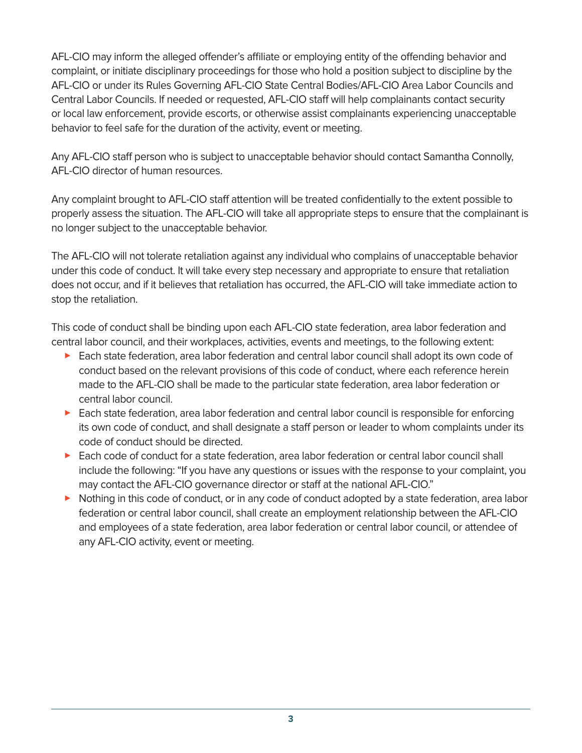AFL-CIO may inform the alleged offender's affiliate or employing entity of the offending behavior and complaint, or initiate disciplinary proceedings for those who hold a position subject to discipline by the AFL-CIO or under its Rules Governing AFL-CIO State Central Bodies/AFL-CIO Area Labor Councils and Central Labor Councils. If needed or requested, AFL-CIO staff will help complainants contact security or local law enforcement, provide escorts, or otherwise assist complainants experiencing unacceptable behavior to feel safe for the duration of the activity, event or meeting.

Any AFL-CIO staff person who is subject to unacceptable behavior should contact Samantha Connolly, AFL-CIO director of human resources.

Any complaint brought to AFL-CIO staff attention will be treated confidentially to the extent possible to properly assess the situation. The AFL-CIO will take all appropriate steps to ensure that the complainant is no longer subject to the unacceptable behavior.

The AFL-CIO will not tolerate retaliation against any individual who complains of unacceptable behavior under this code of conduct. It will take every step necessary and appropriate to ensure that retaliation does not occur, and if it believes that retaliation has occurred, the AFL-CIO will take immediate action to stop the retaliation.

This code of conduct shall be binding upon each AFL-CIO state federation, area labor federation and central labor council, and their workplaces, activities, events and meetings, to the following extent:

- Each state federation, area labor federation and central labor council shall adopt its own code of conduct based on the relevant provisions of this code of conduct, where each reference herein made to the AFL-CIO shall be made to the particular state federation, area labor federation or central labor council.
- Each state federation, area labor federation and central labor council is responsible for enforcing its own code of conduct, and shall designate a staff person or leader to whom complaints under its code of conduct should be directed.
- Each code of conduct for a state federation, area labor federation or central labor council shall include the following: "If you have any questions or issues with the response to your complaint, you may contact the AFL-CIO governance director or staff at the national AFL-CIO."
- Nothing in this code of conduct, or in any code of conduct adopted by a state federation, area labor federation or central labor council, shall create an employment relationship between the AFL-CIO and employees of a state federation, area labor federation or central labor council, or attendee of any AFL-CIO activity, event or meeting.